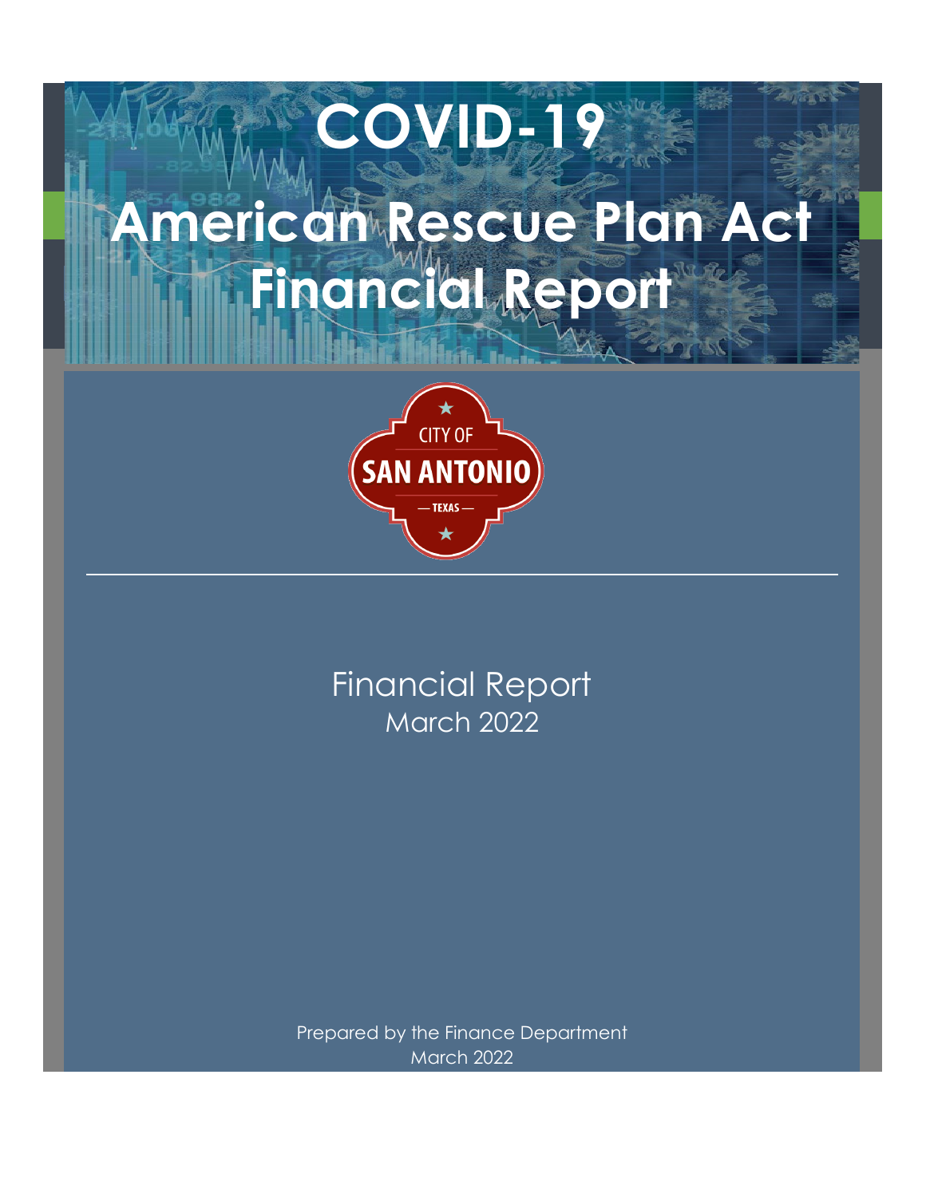# COVID-19

# American Rescue Plan Act Financial Report

CITY OF SAN ANTONIO — TEXAS —

Financial Report
March 2022

Prepared by the Finance Department
March 2022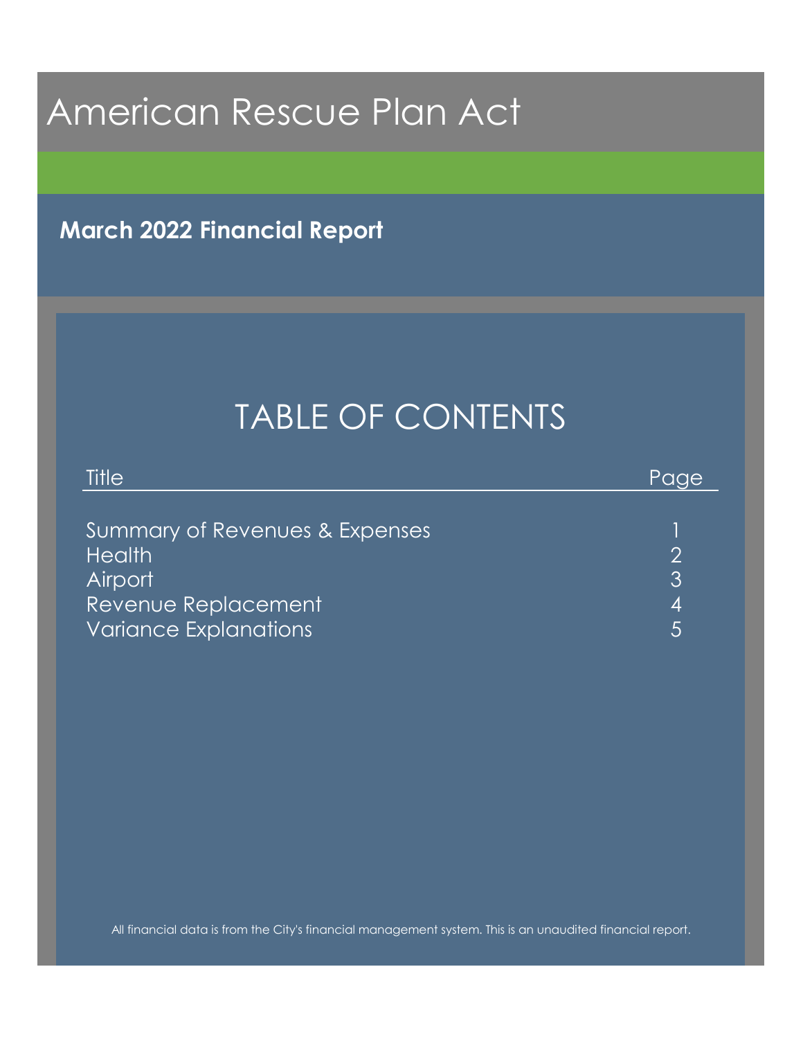# American Rescue Plan Act

## March 2022 Financial Report

## TABLE OF CONTENTS

| Title | Page |
|---|---|
| Summary of Revenues & Expenses | 1 |
| Health | 2 |
| Airport | 3 |
| Revenue Replacement | 4 |
| Variance Explanations | 5 |

All financial data is from the City's financial management system. This is an unaudited financial report.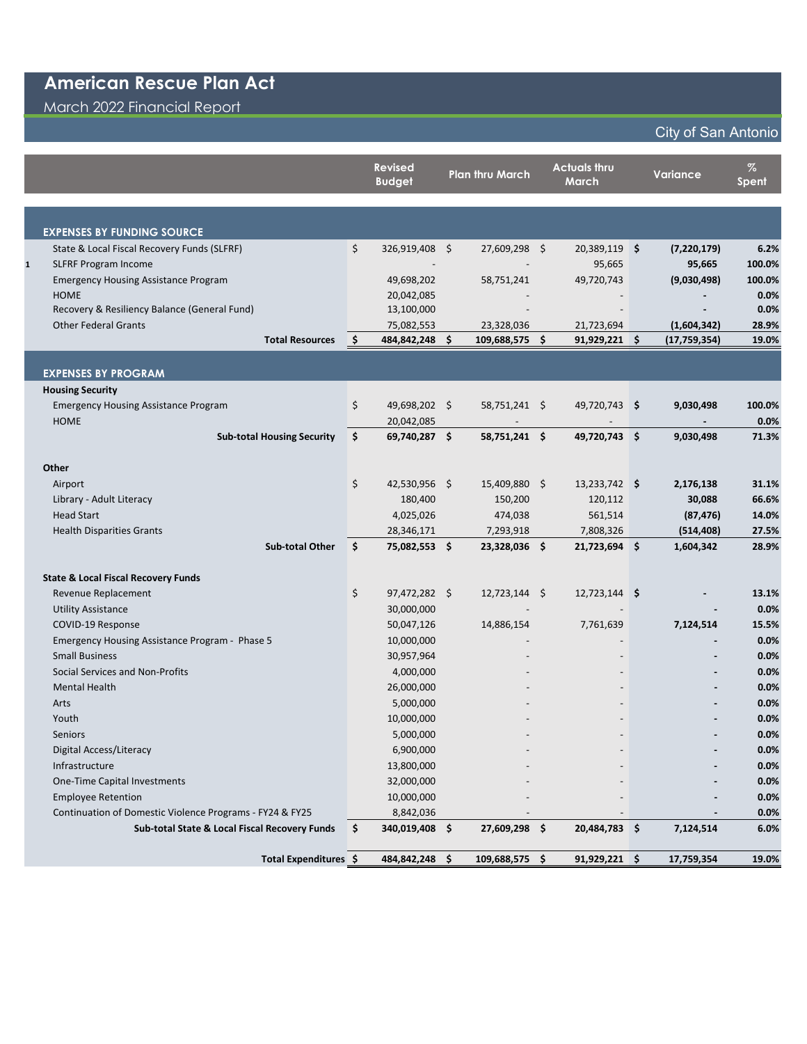# American Rescue Plan Act

## March 2022 Financial Report

City of San Antonio

| | Revised Budget | Plan thru March | Actuals thru March | Variance | % Spent |
|---|---|---|---|---|---|
| **EXPENSES BY FUNDING SOURCE** | | | | | |
| State & Local Fiscal Recovery Funds (SLFRF) | $ 326,919,408 | $ 27,609,298 | $ 20,389,119 | **$ (7,220,179)** | **6.2%** |
| 1 SLFRF Program Income | - | - | 95,665 | **95,665** | **100.0%** |
| Emergency Housing Assistance Program | 49,698,202 | 58,751,241 | 49,720,743 | **(9,030,498)** | **100.0%** |
| HOME | 20,042,085 | - | - | **-** | **0.0%** |
| Recovery & Resiliency Balance (General Fund) | 13,100,000 | - | - | **-** | **0.0%** |
| Other Federal Grants | 75,082,553 | 23,328,036 | 21,723,694 | **(1,604,342)** | **28.9%** |
| **Total Resources** | **$ 484,842,248** | **$ 109,688,575** | **$ 91,929,221** | **$ (17,759,354)** | **19.0%** |
| **EXPENSES BY PROGRAM** | | | | | |
| **Housing Security** | | | | | |
| Emergency Housing Assistance Program | $ 49,698,202 | $ 58,751,241 | $ 49,720,743 | **$ 9,030,498** | **100.0%** |
| HOME | 20,042,085 | - | - | **-** | **0.0%** |
| **Sub-total Housing Security** | **$ 69,740,287** | **$ 58,751,241** | **$ 49,720,743** | **$ 9,030,498** | **71.3%** |
| **Other** | | | | | |
| Airport | $ 42,530,956 | $ 15,409,880 | $ 13,233,742 | **$ 2,176,138** | **31.1%** |
| Library - Adult Literacy | 180,400 | 150,200 | 120,112 | **30,088** | **66.6%** |
| Head Start | 4,025,026 | 474,038 | 561,514 | **(87,476)** | **14.0%** |
| Health Disparities Grants | 28,346,171 | 7,293,918 | 7,808,326 | **(514,408)** | **27.5%** |
| **Sub-total Other** | **$ 75,082,553** | **$ 23,328,036** | **$ 21,723,694** | **$ 1,604,342** | **28.9%** |
| **State & Local Fiscal Recovery Funds** | | | | | |
| Revenue Replacement | $ 97,472,282 | $ 12,723,144 | $ 12,723,144 | **$ -** | **13.1%** |
| Utility Assistance | 30,000,000 | - | - | **-** | **0.0%** |
| COVID-19 Response | 50,047,126 | 14,886,154 | 7,761,639 | **7,124,514** | **15.5%** |
| Emergency Housing Assistance Program - Phase 5 | 10,000,000 | - | - | **-** | **0.0%** |
| Small Business | 30,957,964 | - | - | **-** | **0.0%** |
| Social Services and Non-Profits | 4,000,000 | - | - | **-** | **0.0%** |
| Mental Health | 26,000,000 | - | - | **-** | **0.0%** |
| Arts | 5,000,000 | - | - | **-** | **0.0%** |
| Youth | 10,000,000 | - | - | **-** | **0.0%** |
| Seniors | 5,000,000 | - | - | **-** | **0.0%** |
| Digital Access/Literacy | 6,900,000 | - | - | **-** | **0.0%** |
| Infrastructure | 13,800,000 | - | - | **-** | **0.0%** |
| One-Time Capital Investments | 32,000,000 | - | - | **-** | **0.0%** |
| Employee Retention | 10,000,000 | - | - | **-** | **0.0%** |
| Continuation of Domestic Violence Programs - FY24 & FY25 | 8,842,036 | - | - | **-** | **0.0%** |
| **Sub-total State & Local Fiscal Recovery Funds** | **$ 340,019,408** | **$ 27,609,298** | **$ 20,484,783** | **$ 7,124,514** | **6.0%** |
| **Total Expenditures** | **$ 484,842,248** | **$ 109,688,575** | **$ 91,929,221** | **$ 17,759,354** | **19.0%** |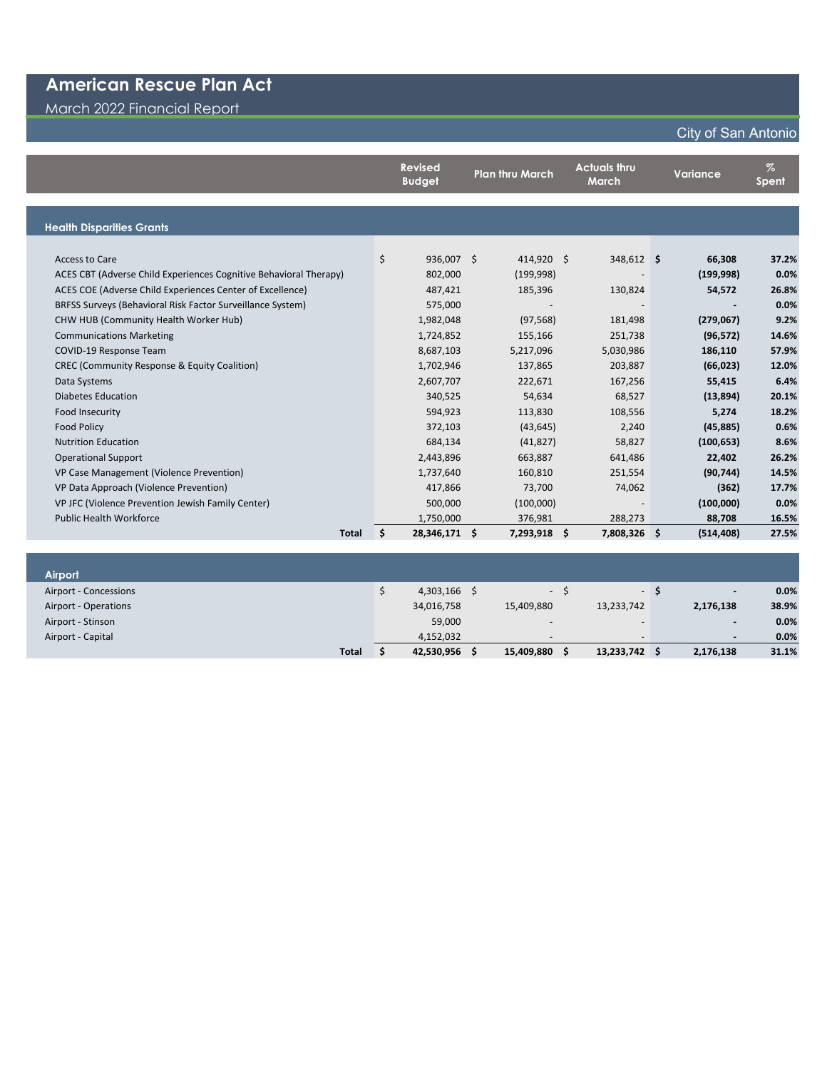# American Rescue Plan Act

March 2022 Financial Report

City of San Antonio

| | Revised Budget | Plan thru March | Actuals thru March | Variance | % Spent |
|---|---|---|---|---|---|
| **Health Disparities Grants** | | | | | |
| Access to Care | $ 936,007 | $ 414,920 | $ 348,612 | **$ 66,308** | **37.2%** |
| ACES CBT (Adverse Child Experiences Cognitive Behavioral Therapy) | 802,000 | (199,998) | - | **(199,998)** | **0.0%** |
| ACES COE (Adverse Child Experiences Center of Excellence) | 487,421 | 185,396 | 130,824 | **54,572** | **26.8%** |
| BRFSS Surveys (Behavioral Risk Factor Surveillance System) | 575,000 | - | - | **-** | **0.0%** |
| CHW HUB (Community Health Worker Hub) | 1,982,048 | (97,568) | 181,498 | **(279,067)** | **9.2%** |
| Communications Marketing | 1,724,852 | 155,166 | 251,738 | **(96,572)** | **14.6%** |
| COVID-19 Response Team | 8,687,103 | 5,217,096 | 5,030,986 | **186,110** | **57.9%** |
| CREC (Community Response & Equity Coalition) | 1,702,946 | 137,865 | 203,887 | **(66,023)** | **12.0%** |
| Data Systems | 2,607,707 | 222,671 | 167,256 | **55,415** | **6.4%** |
| Diabetes Education | 340,525 | 54,634 | 68,527 | **(13,894)** | **20.1%** |
| Food Insecurity | 594,923 | 113,830 | 108,556 | **5,274** | **18.2%** |
| Food Policy | 372,103 | (43,645) | 2,240 | **(45,885)** | **0.6%** |
| Nutrition Education | 684,134 | (41,827) | 58,827 | **(100,653)** | **8.6%** |
| Operational Support | 2,443,896 | 663,887 | 641,486 | **22,402** | **26.2%** |
| VP Case Management (Violence Prevention) | 1,737,640 | 160,810 | 251,554 | **(90,744)** | **14.5%** |
| VP Data Approach (Violence Prevention) | 417,866 | 73,700 | 74,062 | **(362)** | **17.7%** |
| VP JFC (Violence Prevention Jewish Family Center) | 500,000 | (100,000) | - | **(100,000)** | **0.0%** |
| Public Health Workforce | 1,750,000 | 376,981 | 288,273 | **88,708** | **16.5%** |
| **Total** | **$ 28,346,171** | **$ 7,293,918** | **$ 7,808,326** | **$ (514,408)** | **27.5%** |

| | Revised Budget | Plan thru March | Actuals thru March | Variance | % Spent |
|---|---|---|---|---|---|
| **Airport** | | | | | |
| Airport - Concessions | $ 4,303,166 | $ - | $ - | **$ -** | **0.0%** |
| Airport - Operations | 34,016,758 | 15,409,880 | 13,233,742 | **2,176,138** | **38.9%** |
| Airport - Stinson | 59,000 | - | - | **-** | **0.0%** |
| Airport - Capital | 4,152,032 | - | - | **-** | **0.0%** |
| **Total** | **$ 42,530,956** | **$ 15,409,880** | **$ 13,233,742** | **$ 2,176,138** | **31.1%** |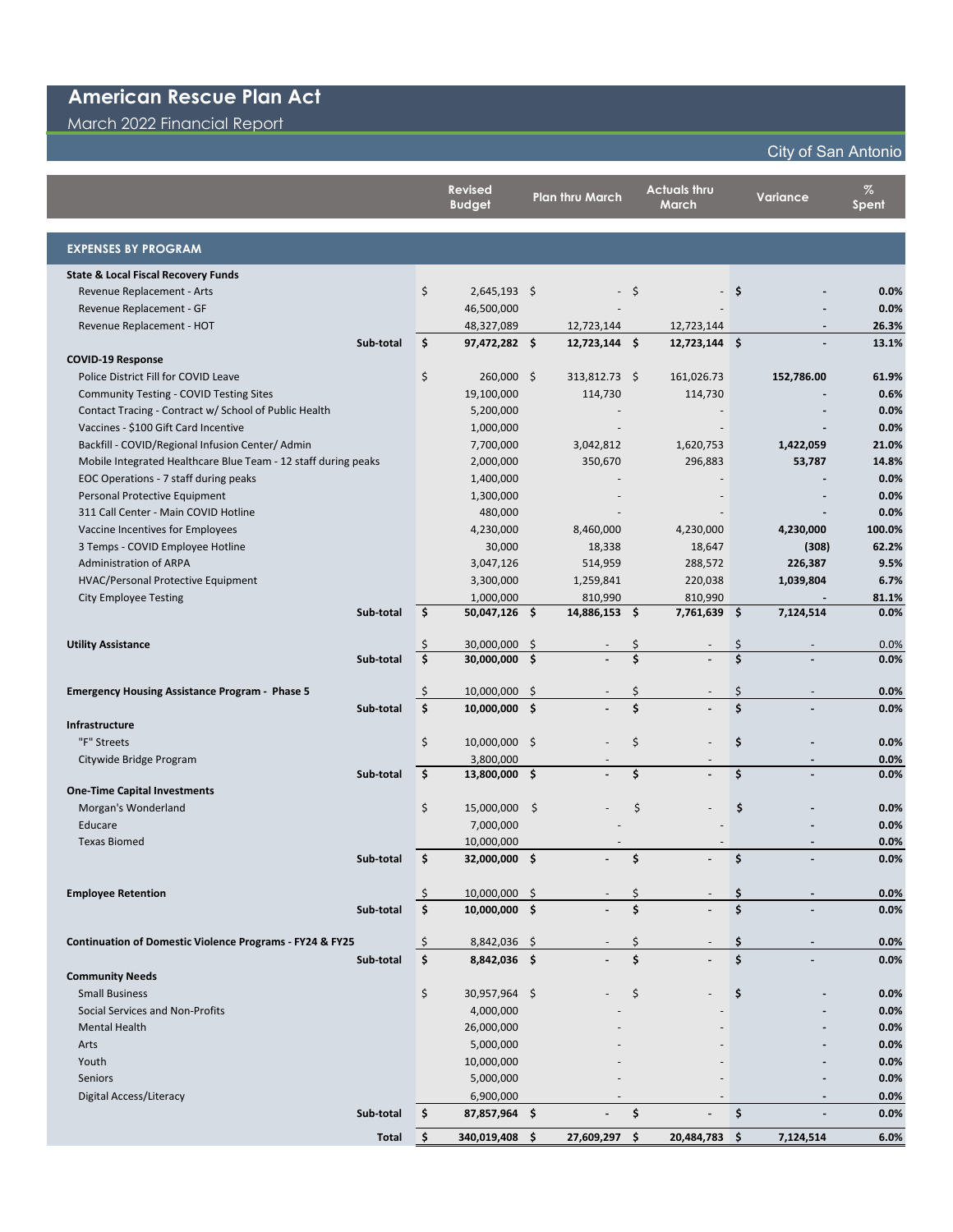# American Rescue Plan Act

March 2022 Financial Report

City of San Antonio

| | Revised Budget | Plan thru March | Actuals thru March | Variance | % Spent |
|---|---|---|---|---|---|
| **EXPENSES BY PROGRAM** | | | | | |
| **State & Local Fiscal Recovery Funds** | | | | | |
| Revenue Replacement - Arts | $ 2,645,193 | $ - | $ - | $ - | 0.0% |
| Revenue Replacement - GF | 46,500,000 | - | - | - | 0.0% |
| Revenue Replacement - HOT | 48,327,089 | 12,723,144 | 12,723,144 | - | 26.3% |
| **Sub-total** | **$ 97,472,282** | **$ 12,723,144** | **$ 12,723,144** | **$ -** | **13.1%** |
| **COVID-19 Response** | | | | | |
| Police District Fill for COVID Leave | $ 260,000 | $ 313,812.73 | $ 161,026.73 | 152,786.00 | 61.9% |
| Community Testing - COVID Testing Sites | 19,100,000 | 114,730 | 114,730 | - | 0.6% |
| Contact Tracing - Contract w/ School of Public Health | 5,200,000 | - | - | - | 0.0% |
| Vaccines - $100 Gift Card Incentive | 1,000,000 | - | - | - | 0.0% |
| Backfill - COVID/Regional Infusion Center/ Admin | 7,700,000 | 3,042,812 | 1,620,753 | 1,422,059 | 21.0% |
| Mobile Integrated Healthcare Blue Team - 12 staff during peaks | 2,000,000 | 350,670 | 296,883 | 53,787 | 14.8% |
| EOC Operations - 7 staff during peaks | 1,400,000 | - | - | - | 0.0% |
| Personal Protective Equipment | 1,300,000 | - | - | - | 0.0% |
| 311 Call Center - Main COVID Hotline | 480,000 | - | - | - | 0.0% |
| Vaccine Incentives for Employees | 4,230,000 | 8,460,000 | 4,230,000 | 4,230,000 | 100.0% |
| 3 Temps - COVID Employee Hotline | 30,000 | 18,338 | 18,647 | (308) | 62.2% |
| Administration of ARPA | 3,047,126 | 514,959 | 288,572 | 226,387 | 9.5% |
| HVAC/Personal Protective Equipment | 3,300,000 | 1,259,841 | 220,038 | 1,039,804 | 6.7% |
| City Employee Testing | 1,000,000 | 810,990 | 810,990 | - | 81.1% |
| **Sub-total** | **$ 50,047,126** | **$ 14,886,153** | **$ 7,761,639** | **$ 7,124,514** | **0.0%** |
| **Utility Assistance** | $ 30,000,000 | $ - | $ - | $ - | 0.0% |
| **Sub-total** | **$ 30,000,000** | **$ -** | **$ -** | **$ -** | **0.0%** |
| **Emergency Housing Assistance Program - Phase 5** | $ 10,000,000 | $ - | $ - | $ - | 0.0% |
| **Sub-total** | **$ 10,000,000** | **$ -** | **$ -** | **$ -** | **0.0%** |
| **Infrastructure** | | | | | |
| "F" Streets | $ 10,000,000 | $ - | $ - | $ - | 0.0% |
| Citywide Bridge Program | 3,800,000 | - | - | - | 0.0% |
| **Sub-total** | **$ 13,800,000** | **$ -** | **$ -** | **$ -** | **0.0%** |
| **One-Time Capital Investments** | | | | | |
| Morgan's Wonderland | $ 15,000,000 | $ - | $ - | $ - | 0.0% |
| Educare | 7,000,000 | - | - | - | 0.0% |
| Texas Biomed | 10,000,000 | - | - | - | 0.0% |
| **Sub-total** | **$ 32,000,000** | **$ -** | **$ -** | **$ -** | **0.0%** |
| **Employee Retention** | $ 10,000,000 | $ - | $ - | $ - | 0.0% |
| **Sub-total** | **$ 10,000,000** | **$ -** | **$ -** | **$ -** | **0.0%** |
| **Continuation of Domestic Violence Programs - FY24 & FY25** | $ 8,842,036 | $ - | $ - | $ - | 0.0% |
| **Sub-total** | **$ 8,842,036** | **$ -** | **$ -** | **$ -** | **0.0%** |
| **Community Needs** | | | | | |
| Small Business | $ 30,957,964 | $ - | $ - | $ - | 0.0% |
| Social Services and Non-Profits | 4,000,000 | - | - | - | 0.0% |
| Mental Health | 26,000,000 | - | - | - | 0.0% |
| Arts | 5,000,000 | - | - | - | 0.0% |
| Youth | 10,000,000 | - | - | - | 0.0% |
| Seniors | 5,000,000 | - | - | - | 0.0% |
| Digital Access/Literacy | 6,900,000 | - | - | - | 0.0% |
| **Sub-total** | **$ 87,857,964** | **$ -** | **$ -** | **$ -** | **0.0%** |
| **Total** | **$ 340,019,408** | **$ 27,609,297** | **$ 20,484,783** | **$ 7,124,514** | **6.0%** |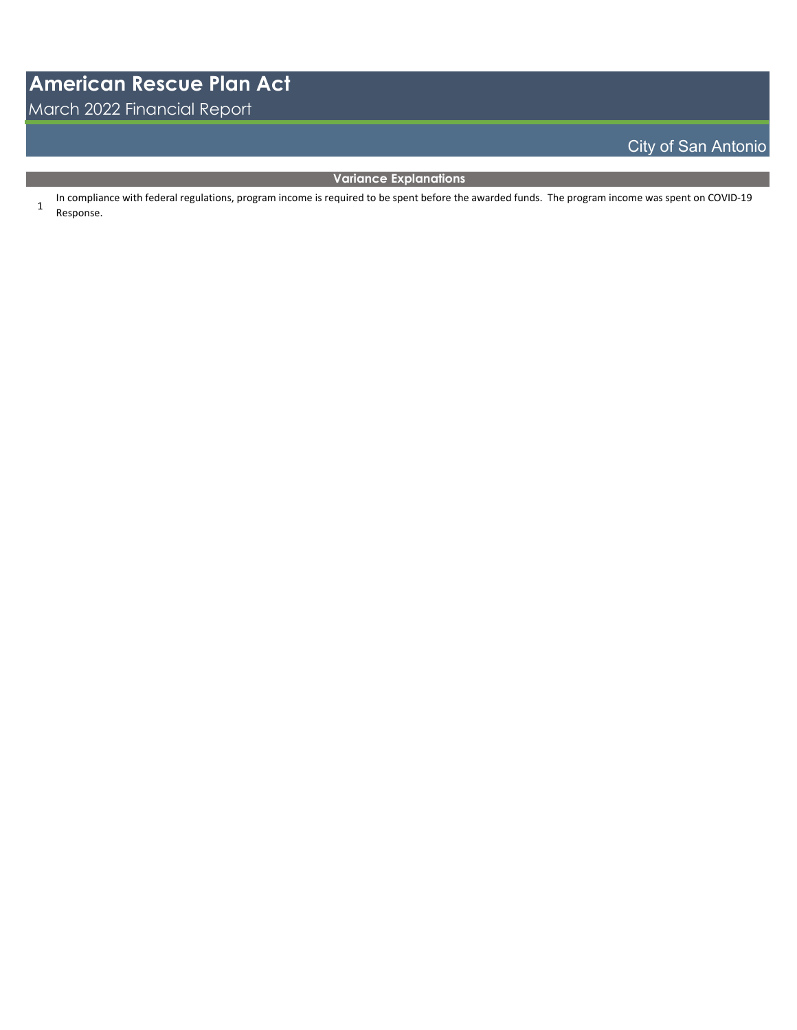# American Rescue Plan Act

March 2022 Financial Report

City of San Antonio

## Variance Explanations

1. In compliance with federal regulations, program income is required to be spent before the awarded funds. The program income was spent on COVID-19 Response.